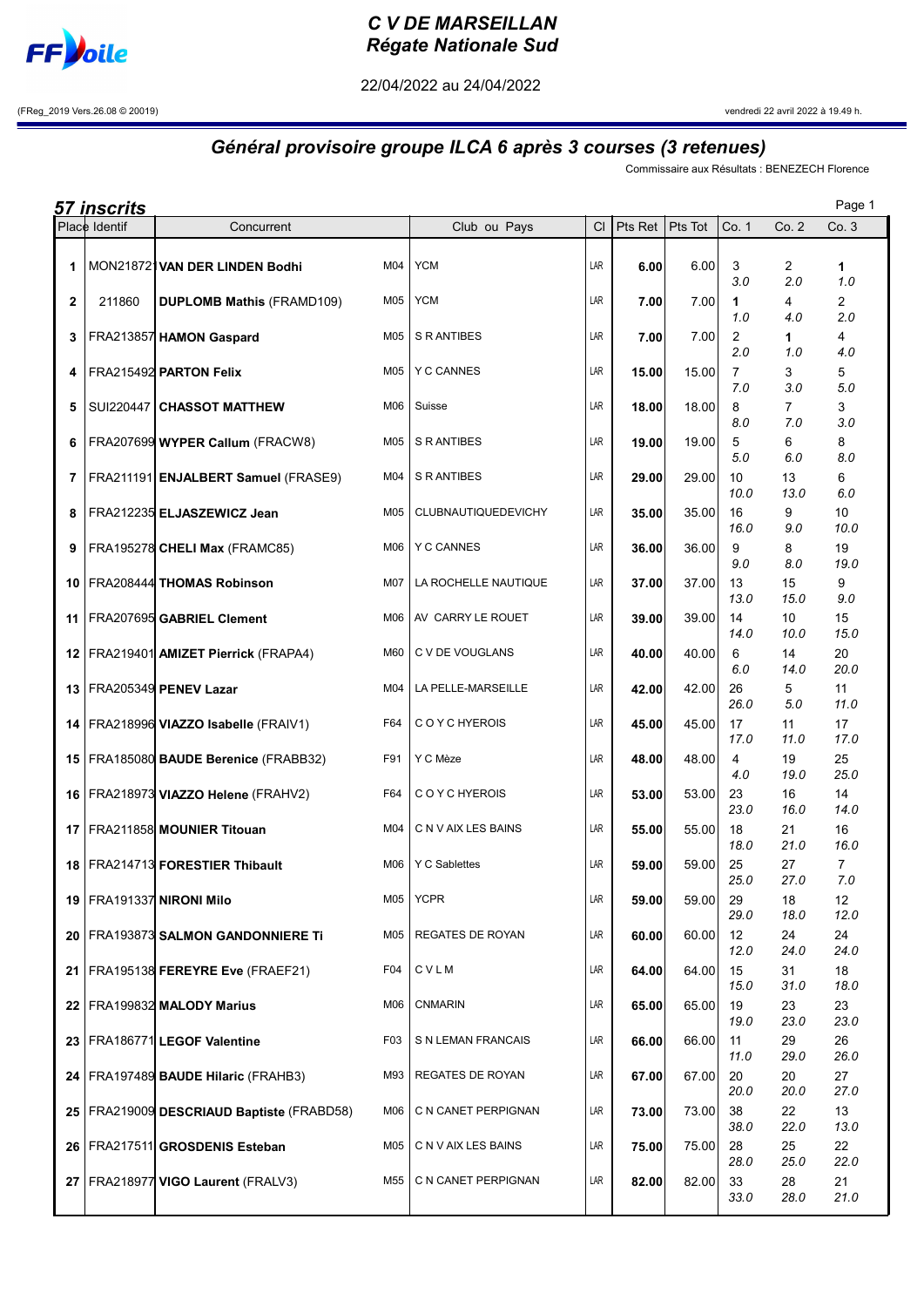# C V DE MARSEILLAN
# Régate Nationale Sud

22/04/2022 au 24/04/2022

(FReg_2019 Vers.26.08 © 20019) vendredi 22 avril 2022 à 19.49 h.

## Général provisoire groupe ILCA 6 après 3 courses (3 retenues)

Commissaire aux Résultats : BENEZECH Florence

**57 inscrits**

| Place | Identif | Concurrent | | Club ou Pays | Cl | Pts Ret | Pts Tot | Co. 1 | Co. 2 | Co. 3 |
|---|---|---|---|---|---|---|---|---|---|---|
| 1 | MON21872 | **VAN DER LINDEN Bodhi** | M04 | YCM | LAR | **6.00** | 6.00 | 3 *3.0* | 2 *2.0* | **1** *1.0* |
| 2 | 211860 | **DUPLOMB Mathis** (FRAMD109) | M05 | YCM | LAR | **7.00** | 7.00 | **1** *1.0* | 4 *4.0* | 2 *2.0* |
| 3 | FRA213857 | **HAMON Gaspard** | M05 | S R ANTIBES | LAR | **7.00** | 7.00 | 2 *2.0* | **1** *1.0* | 4 *4.0* |
| 4 | FRA215492 | **PARTON Felix** | M05 | Y C CANNES | LAR | **15.00** | 15.00 | 7 *7.0* | 3 *3.0* | 5 *5.0* |
| 5 | SUI220447 | **CHASSOT MATTHEW** | M06 | Suisse | LAR | **18.00** | 18.00 | 8 *8.0* | 7 *7.0* | 3 *3.0* |
| 6 | FRA207699 | **WYPER Callum** (FRACW8) | M05 | S R ANTIBES | LAR | **19.00** | 19.00 | 5 *5.0* | 6 *6.0* | 8 *8.0* |
| 7 | FRA211191 | **ENJALBERT Samuel** (FRASE9) | M04 | S R ANTIBES | LAR | **29.00** | 29.00 | 10 *10.0* | 13 *13.0* | 6 *6.0* |
| 8 | FRA212235 | **ELJASZEWICZ Jean** | M05 | CLUBNAUTIQUEDEVICHY | LAR | **35.00** | 35.00 | 16 *16.0* | 9 *9.0* | 10 *10.0* |
| 9 | FRA195278 | **CHELI Max** (FRAMC85) | M06 | Y C CANNES | LAR | **36.00** | 36.00 | 9 *9.0* | 8 *8.0* | 19 *19.0* |
| 10 | FRA208444 | **THOMAS Robinson** | M07 | LA ROCHELLE NAUTIQUE | LAR | **37.00** | 37.00 | 13 *13.0* | 15 *15.0* | 9 *9.0* |
| 11 | FRA207695 | **GABRIEL Clement** | M06 | AV CARRY LE ROUET | LAR | **39.00** | 39.00 | 14 *14.0* | 10 *10.0* | 15 *15.0* |
| 12 | FRA219401 | **AMIZET Pierrick** (FRAPA4) | M60 | C V DE VOUGLANS | LAR | **40.00** | 40.00 | 6 *6.0* | 14 *14.0* | 20 *20.0* |
| 13 | FRA205349 | **PENEV Lazar** | M04 | LA PELLE-MARSEILLE | LAR | **42.00** | 42.00 | 26 *26.0* | 5 *5.0* | 11 *11.0* |
| 14 | FRA218996 | **VIAZZO Isabelle** (FRAIV1) | F64 | C O Y C HYEROIS | LAR | **45.00** | 45.00 | 17 *17.0* | 11 *11.0* | 17 *17.0* |
| 15 | FRA185080 | **BAUDE Berenice** (FRABB32) | F91 | Y C Mèze | LAR | **48.00** | 48.00 | 4 *4.0* | 19 *19.0* | 25 *25.0* |
| 16 | FRA218973 | **VIAZZO Helene** (FRAHV2) | F64 | C O Y C HYEROIS | LAR | **53.00** | 53.00 | 23 *23.0* | 16 *16.0* | 14 *14.0* |
| 17 | FRA211858 | **MOUNIER Titouan** | M04 | C N V AIX LES BAINS | LAR | **55.00** | 55.00 | 18 *18.0* | 21 *21.0* | 16 *16.0* |
| 18 | FRA214713 | **FORESTIER Thibault** | M06 | Y C Sablettes | LAR | **59.00** | 59.00 | 25 *25.0* | 27 *27.0* | 7 *7.0* |
| 19 | FRA191337 | **NIRONI Milo** | M05 | YCPR | LAR | **59.00** | 59.00 | 29 *29.0* | 18 *18.0* | 12 *12.0* |
| 20 | FRA193873 | **SALMON GANDONNIERE Ti** | M05 | REGATES DE ROYAN | LAR | **60.00** | 60.00 | 12 *12.0* | 24 *24.0* | 24 *24.0* |
| 21 | FRA195138 | **FEREYRE Eve** (FRAEF21) | F04 | C V L M | LAR | **64.00** | 64.00 | 15 *15.0* | 31 *31.0* | 18 *18.0* |
| 22 | FRA199832 | **MALODY Marius** | M06 | CNMARIN | LAR | **65.00** | 65.00 | 19 *19.0* | 23 *23.0* | 23 *23.0* |
| 23 | FRA186771 | **LEGOF Valentine** | F03 | S N LEMAN FRANCAIS | LAR | **66.00** | 66.00 | 11 *11.0* | 29 *29.0* | 26 *26.0* |
| 24 | FRA197489 | **BAUDE Hilaric** (FRAHB3) | M93 | REGATES DE ROYAN | LAR | **67.00** | 67.00 | 20 *20.0* | 20 *20.0* | 27 *27.0* |
| 25 | FRA219009 | **DESCRIAUD Baptiste** (FRABD58) | M06 | C N CANET PERPIGNAN | LAR | **73.00** | 73.00 | 38 *38.0* | 22 *22.0* | 13 *13.0* |
| 26 | FRA217511 | **GROSDENIS Esteban** | M05 | C N V AIX LES BAINS | LAR | **75.00** | 75.00 | 28 *28.0* | 25 *25.0* | 22 *22.0* |
| 27 | FRA218977 | **VIGO Laurent** (FRALV3) | M55 | C N CANET PERPIGNAN | LAR | **82.00** | 82.00 | 33 *33.0* | 28 *28.0* | 21 *21.0* |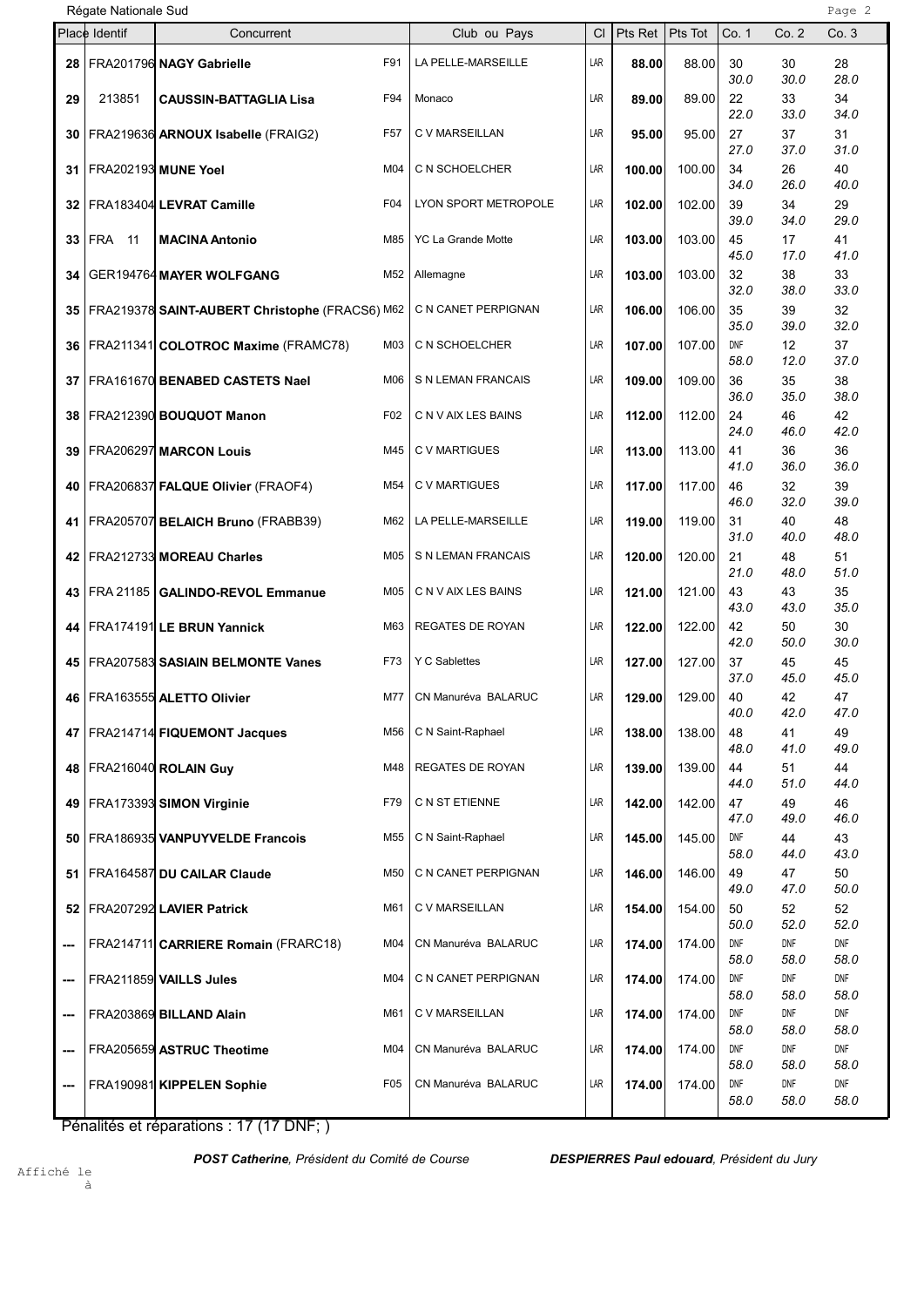Régate Nationale Sud

| Place | Identif | Concurrent | | Club ou Pays | Cl | Pts Ret | Pts Tot | Co. 1 | Co. 2 | Co. 3 |
|---|---|---|---|---|---|---|---|---|---|---|
| 28 | FRA201796 | **NAGY Gabrielle** | F91 | LA PELLE-MARSEILLE | LAR | **88.00** | 88.00 | 30 *30.0* | 30 *30.0* | 28 *28.0* |
| 29 | 213851 | **CAUSSIN-BATTAGLIA Lisa** | F94 | Monaco | LAR | **89.00** | 89.00 | 22 *22.0* | 33 *33.0* | 34 *34.0* |
| 30 | FRA219636 | **ARNOUX Isabelle** (FRAIG2) | F57 | C V MARSEILLAN | LAR | **95.00** | 95.00 | 27 *27.0* | 37 *37.0* | 31 *31.0* |
| 31 | FRA202193 | **MUNE Yoel** | M04 | C N SCHOELCHER | LAR | **100.00** | 100.00 | 34 *34.0* | 26 *26.0* | 40 *40.0* |
| 32 | FRA183404 | **LEVRAT Camille** | F04 | LYON SPORT METROPOLE | LAR | **102.00** | 102.00 | 39 *39.0* | 34 *34.0* | 29 *29.0* |
| 33 | FRA 11 | **MACINA Antonio** | M85 | YC La Grande Motte | LAR | **103.00** | 103.00 | 45 *45.0* | 17 *17.0* | 41 *41.0* |
| 34 | GER194764 | **MAYER WOLFGANG** | M52 | Allemagne | LAR | **103.00** | 103.00 | 32 *32.0* | 38 *38.0* | 33 *33.0* |
| 35 | FRA219378 | **SAINT-AUBERT Christophe** (FRACS6) | M62 | C N CANET PERPIGNAN | LAR | **106.00** | 106.00 | 35 *35.0* | 39 *39.0* | 32 *32.0* |
| 36 | FRA211341 | **COLOTROC Maxime** (FRAMC78) | M03 | C N SCHOELCHER | LAR | **107.00** | 107.00 | DNF *58.0* | 12 *12.0* | 37 *37.0* |
| 37 | FRA161670 | **BENABED CASTETS Nael** | M06 | S N LEMAN FRANCAIS | LAR | **109.00** | 109.00 | 36 *36.0* | 35 *35.0* | 38 *38.0* |
| 38 | FRA212390 | **BOUQUOT Manon** | F02 | C N V AIX LES BAINS | LAR | **112.00** | 112.00 | 24 *24.0* | 46 *46.0* | 42 *42.0* |
| 39 | FRA206297 | **MARCON Louis** | M45 | C V MARTIGUES | LAR | **113.00** | 113.00 | 41 *41.0* | 36 *36.0* | 36 *36.0* |
| 40 | FRA206837 | **FALQUE Olivier** (FRAOF4) | M54 | C V MARTIGUES | LAR | **117.00** | 117.00 | 46 *46.0* | 32 *32.0* | 39 *39.0* |
| 41 | FRA205707 | **BELAICH Bruno** (FRABB39) | M62 | LA PELLE-MARSEILLE | LAR | **119.00** | 119.00 | 31 *31.0* | 40 *40.0* | 48 *48.0* |
| 42 | FRA212733 | **MOREAU Charles** | M05 | S N LEMAN FRANCAIS | LAR | **120.00** | 120.00 | 21 *21.0* | 48 *48.0* | 51 *51.0* |
| 43 | FRA 21185 | **GALINDO-REVOL Emmanue** | M05 | C N V AIX LES BAINS | LAR | **121.00** | 121.00 | 43 *43.0* | 43 *43.0* | 35 *35.0* |
| 44 | FRA174191 | **LE BRUN Yannick** | M63 | REGATES DE ROYAN | LAR | **122.00** | 122.00 | 42 *42.0* | 50 *50.0* | 30 *30.0* |
| 45 | FRA207583 | **SASIAIN BELMONTE Vanes** | F73 | Y C Sablettes | LAR | **127.00** | 127.00 | 37 *37.0* | 45 *45.0* | 45 *45.0* |
| 46 | FRA163555 | **ALETTO Olivier** | M77 | CN Manuréva BALARUC | LAR | **129.00** | 129.00 | 40 *40.0* | 42 *42.0* | 47 *47.0* |
| 47 | FRA214714 | **FIQUEMONT Jacques** | M56 | C N Saint-Raphael | LAR | **138.00** | 138.00 | 48 *48.0* | 41 *41.0* | 49 *49.0* |
| 48 | FRA216040 | **ROLAIN Guy** | M48 | REGATES DE ROYAN | LAR | **139.00** | 139.00 | 44 *44.0* | 51 *51.0* | 44 *44.0* |
| 49 | FRA173393 | **SIMON Virginie** | F79 | C N ST ETIENNE | LAR | **142.00** | 142.00 | 47 *47.0* | 49 *49.0* | 46 *46.0* |
| 50 | FRA186935 | **VANPUYVELDE Francois** | M55 | C N Saint-Raphael | LAR | **145.00** | 145.00 | DNF *58.0* | 44 *44.0* | 43 *43.0* |
| 51 | FRA164587 | **DU CAILAR Claude** | M50 | C N CANET PERPIGNAN | LAR | **146.00** | 146.00 | 49 *49.0* | 47 *47.0* | 50 *50.0* |
| 52 | FRA207292 | **LAVIER Patrick** | M61 | C V MARSEILLAN | LAR | **154.00** | 154.00 | 50 *50.0* | 52 *52.0* | 52 *52.0* |
| --- | FRA214711 | **CARRIERE Romain** (FRARC18) | M04 | CN Manuréva BALARUC | LAR | **174.00** | 174.00 | DNF *58.0* | DNF *58.0* | DNF *58.0* |
| --- | FRA211859 | **VAILLS Jules** | M04 | C N CANET PERPIGNAN | LAR | **174.00** | 174.00 | DNF *58.0* | DNF *58.0* | DNF *58.0* |
| --- | FRA203869 | **BILLAND Alain** | M61 | C V MARSEILLAN | LAR | **174.00** | 174.00 | DNF *58.0* | DNF *58.0* | DNF *58.0* |
| --- | FRA205659 | **ASTRUC Theotime** | M04 | CN Manuréva BALARUC | LAR | **174.00** | 174.00 | DNF *58.0* | DNF *58.0* | DNF *58.0* |
| --- | FRA190981 | **KIPPELEN Sophie** | F05 | CN Manuréva BALARUC | LAR | **174.00** | 174.00 | DNF *58.0* | DNF *58.0* | DNF *58.0* |

Pénalités et réparations : 17 (17 DNF; )

***POST Catherine**, Président du Comité de Course*

***DESPIERRES Paul edouard**, Président du Jury*

Affiché le
à